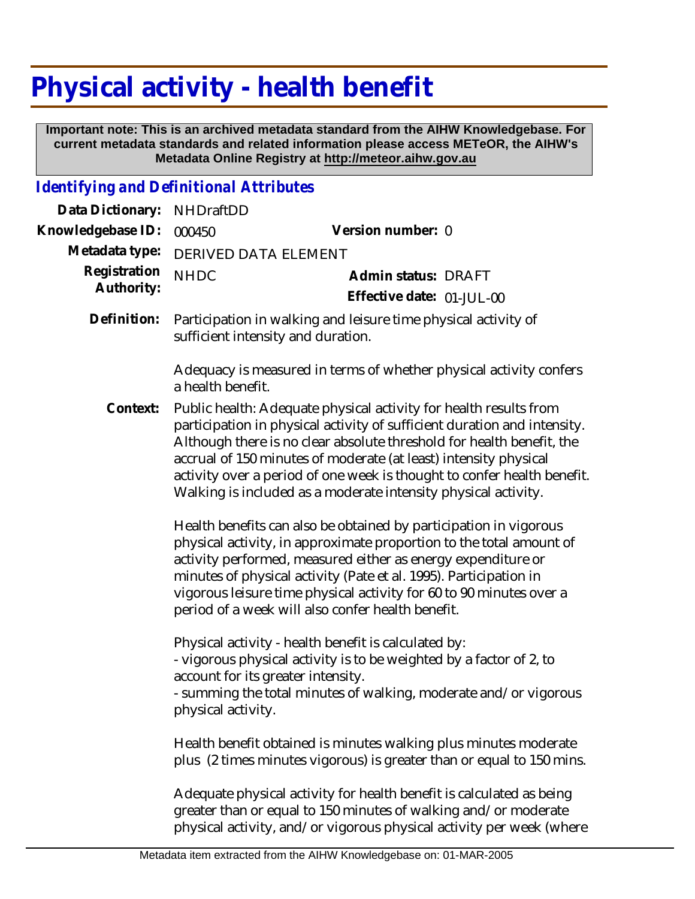# Physical activity - health benefit

**Important note: This is an archived metadata standard from the AIHW Knowledgebase. For current metadata standards and related information please access METeOR, the AIHW's Metadata Online Registry at http://meteor.aihw.gov.au**

## *Identifying and Definitional Attributes*

**Data Dictionary:** NHDraftDD

**Knowledgebase ID:** 000450 **Version number:** 0

**Metadata type:** DERIVED DATA ELEMENT

**Registration Authority:** NHDC **Admin status:** DRAFT

**Effective date:** 01-JUL-00

**Definition:** Participation in walking and leisure time physical activity of sufficient intensity and duration.

Adequacy is measured in terms of whether physical activity confers a health benefit.

**Context:** Public health: Adequate physical activity for health results from participation in physical activity of sufficient duration and intensity. Although there is no clear absolute threshold for health benefit, the accrual of 150 minutes of moderate (at least) intensity physical activity over a period of one week is thought to confer health benefit. Walking is included as a moderate intensity physical activity.

Health benefits can also be obtained by participation in vigorous physical activity, in approximate proportion to the total amount of activity performed, measured either as energy expenditure or minutes of physical activity (Pate et al. 1995). Participation in vigorous leisure time physical activity for 60 to 90 minutes over a period of a week will also confer health benefit.

Physical activity - health benefit is calculated by:
- vigorous physical activity is to be weighted by a factor of 2, to account for its greater intensity.
- summing the total minutes of walking, moderate and/or vigorous physical activity.

Health benefit obtained is minutes walking plus minutes moderate plus (2 times minutes vigorous) is greater than or equal to 150 mins.

Adequate physical activity for health benefit is calculated as being greater than or equal to 150 minutes of walking and/or moderate physical activity, and/or vigorous physical activity per week (where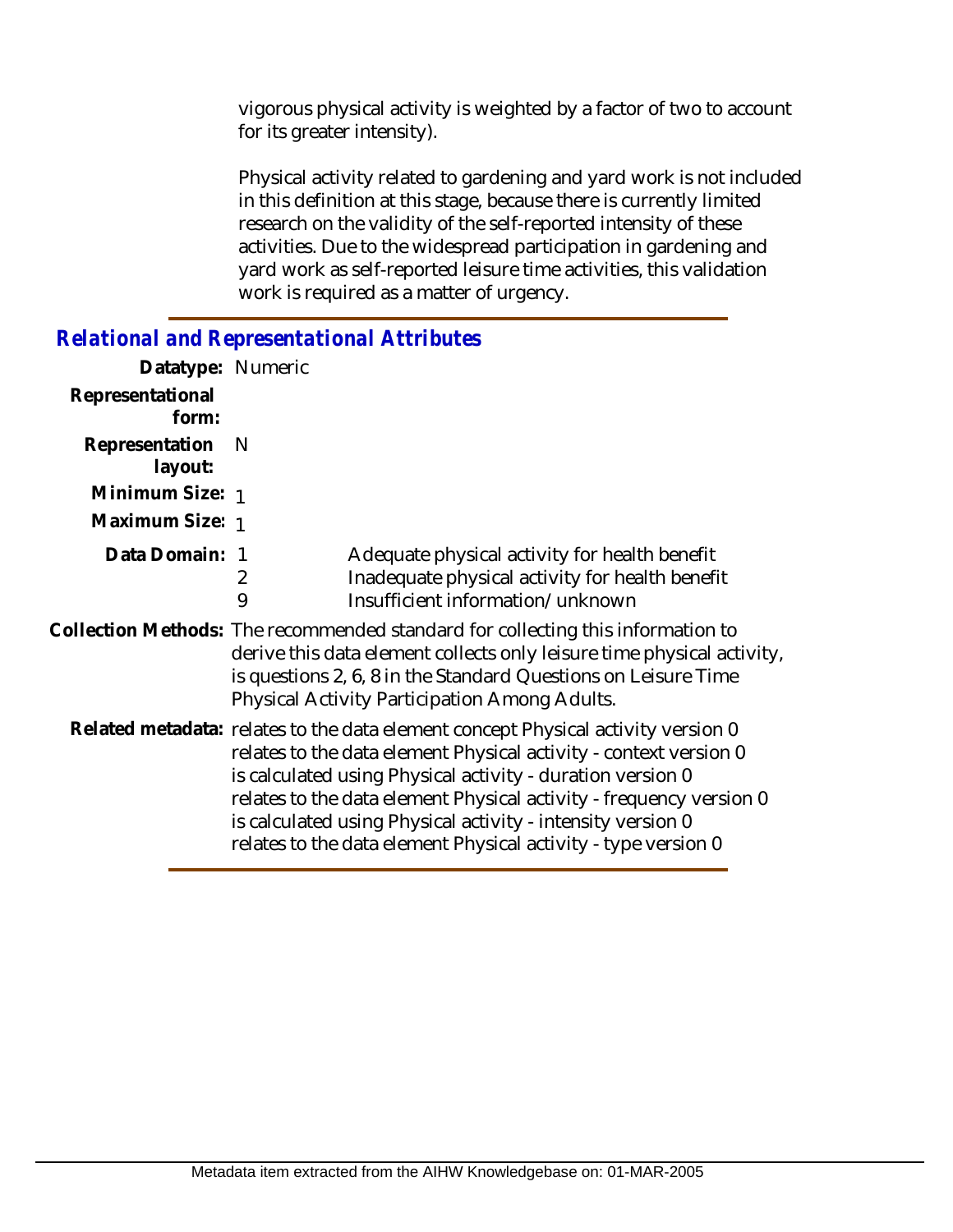vigorous physical activity is weighted by a factor of two to account for its greater intensity).

Physical activity related to gardening and yard work is not included in this definition at this stage, because there is currently limited research on the validity of the self-reported intensity of these activities. Due to the widespread participation in gardening and yard work as self-reported leisure time activities, this validation work is required as a matter of urgency.

## *Relational and Representational Attributes*

**Datatype:** Numeric

**Representational form:**

**Representation layout:** N

**Minimum Size:** 1

**Maximum Size:** 1

**Data Domain:**

| | |
|---|---|
| 1 | Adequate physical activity for health benefit |
| 2 | Inadequate physical activity for health benefit |
| 9 | Insufficient information/unknown |

**Collection Methods:** The recommended standard for collecting this information to derive this data element collects only leisure time physical activity, is questions 2, 6, 8 in the Standard Questions on Leisure Time Physical Activity Participation Among Adults.

**Related metadata:** relates to the data element concept Physical activity version 0
relates to the data element Physical activity - context version 0
is calculated using Physical activity - duration version 0
relates to the data element Physical activity - frequency version 0
is calculated using Physical activity - intensity version 0
relates to the data element Physical activity - type version 0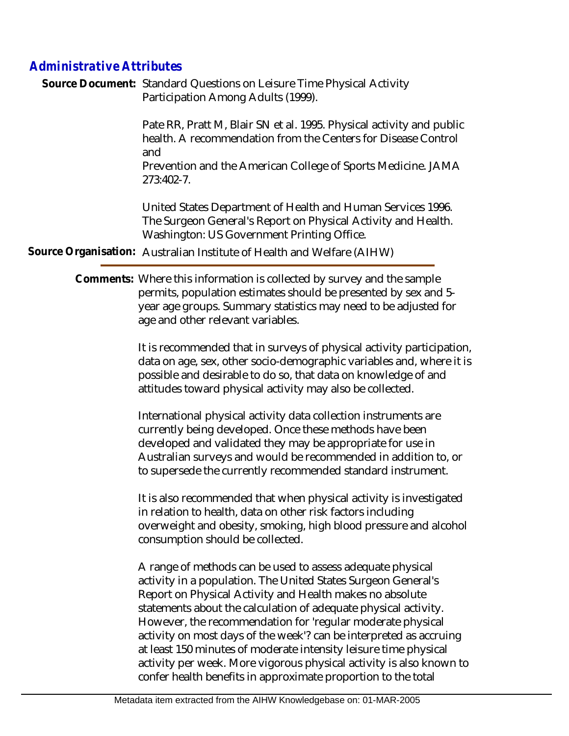## *Administrative Attributes*

**Source Document:** Standard Questions on Leisure Time Physical Activity Participation Among Adults (1999).

Pate RR, Pratt M, Blair SN et al. 1995. Physical activity and public health. A recommendation from the Centers for Disease Control and
Prevention and the American College of Sports Medicine. JAMA 273:402-7.

United States Department of Health and Human Services 1996. The Surgeon General's Report on Physical Activity and Health. Washington: US Government Printing Office.

**Source Organisation:** Australian Institute of Health and Welfare (AIHW)

**Comments:** Where this information is collected by survey and the sample permits, population estimates should be presented by sex and 5-year age groups. Summary statistics may need to be adjusted for age and other relevant variables.

It is recommended that in surveys of physical activity participation, data on age, sex, other socio-demographic variables and, where it is possible and desirable to do so, that data on knowledge of and attitudes toward physical activity may also be collected.

International physical activity data collection instruments are currently being developed. Once these methods have been developed and validated they may be appropriate for use in Australian surveys and would be recommended in addition to, or to supersede the currently recommended standard instrument.

It is also recommended that when physical activity is investigated in relation to health, data on other risk factors including overweight and obesity, smoking, high blood pressure and alcohol consumption should be collected.

A range of methods can be used to assess adequate physical activity in a population. The United States Surgeon General's Report on Physical Activity and Health makes no absolute statements about the calculation of adequate physical activity. However, the recommendation for 'regular moderate physical activity on most days of the week'? can be interpreted as accruing at least 150 minutes of moderate intensity leisure time physical activity per week. More vigorous physical activity is also known to confer health benefits in approximate proportion to the total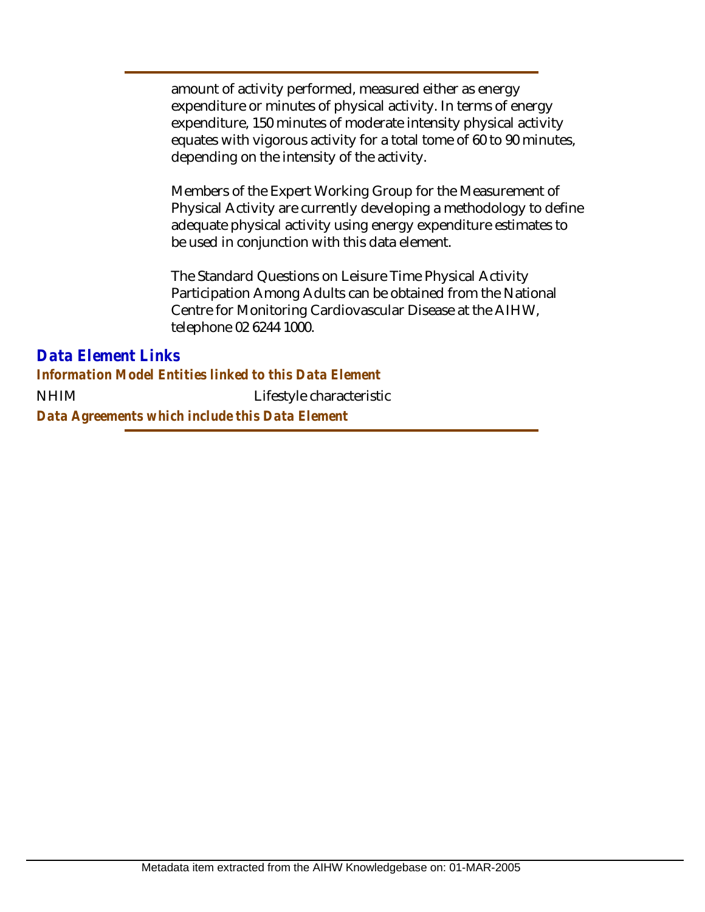amount of activity performed, measured either as energy expenditure or minutes of physical activity. In terms of energy expenditure, 150 minutes of moderate intensity physical activity equates with vigorous activity for a total tome of 60 to 90 minutes, depending on the intensity of the activity.

Members of the Expert Working Group for the Measurement of Physical Activity are currently developing a methodology to define adequate physical activity using energy expenditure estimates to be used in conjunction with this data element.

The Standard Questions on Leisure Time Physical Activity Participation Among Adults can be obtained from the National Centre for Monitoring Cardiovascular Disease at the AIHW, telephone 02 6244 1000.

## Data Element Links

### *Information Model Entities linked to this Data Element*

| | |
|---|---|
| NHIM | Lifestyle characteristic |

### *Data Agreements which include this Data Element*

Metadata item extracted from the AIHW Knowledgebase on: 01-MAR-2005